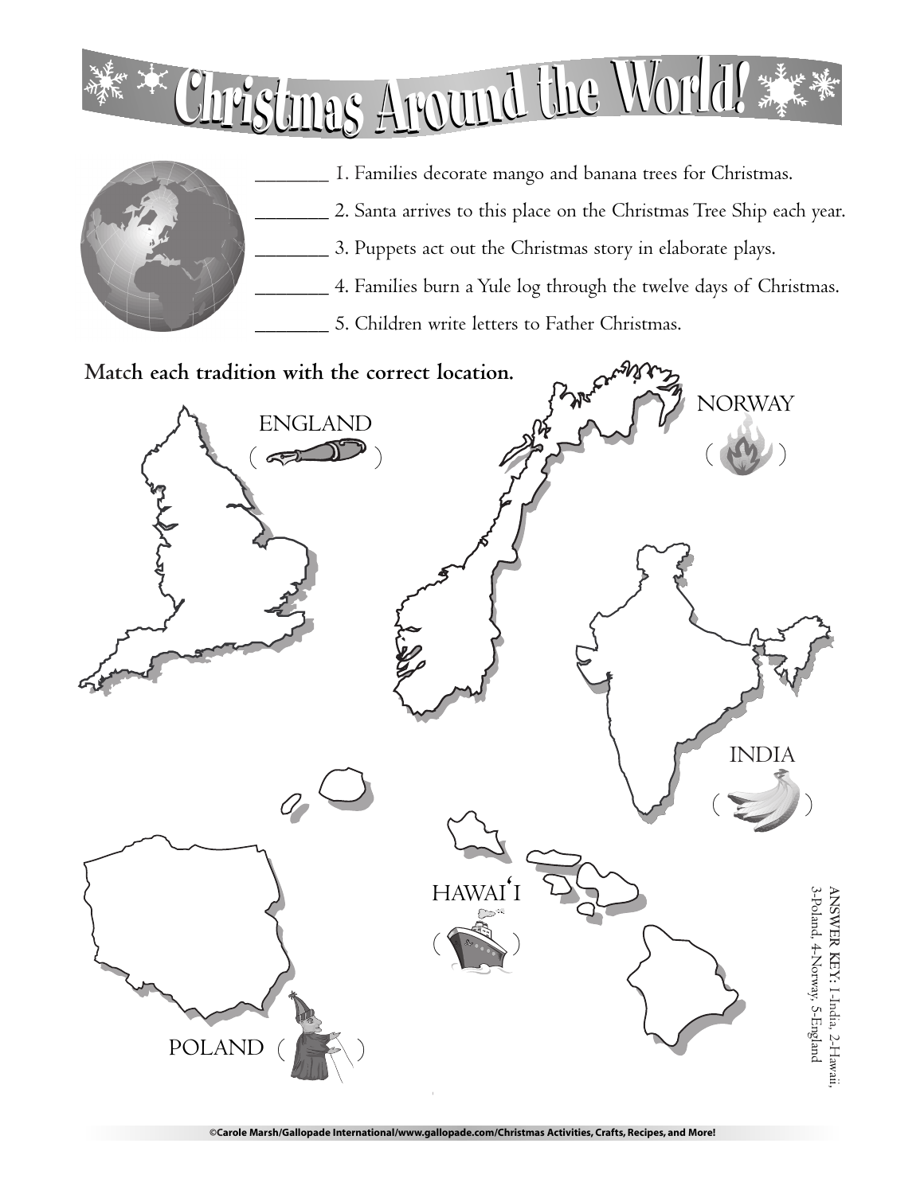# Christmas Around the World!

_______ 1. Families decorate mango and banana trees for Christmas.

_______ 2. Santa arrives to this place on the Christmas Tree Ship each year.

_______ 3. Puppets act out the Christmas story in elaborate plays.

_______ 4. Families burn a Yule log through the twelve days of Christmas.

_______ 5. Children write letters to Father Christmas.

**Match each tradition with the correct location.**

ENGLAND ( )

NORWAY ( )

INDIA ( )

HAWAIʻI ( )

POLAND ( )

ANSWER KEY: 1-India, 2-Hawaii, 3-Poland, 4-Norway, 5-England

©Carole Marsh/Gallopade International/www.gallopade.com/Christmas Activities, Crafts, Recipes, and More!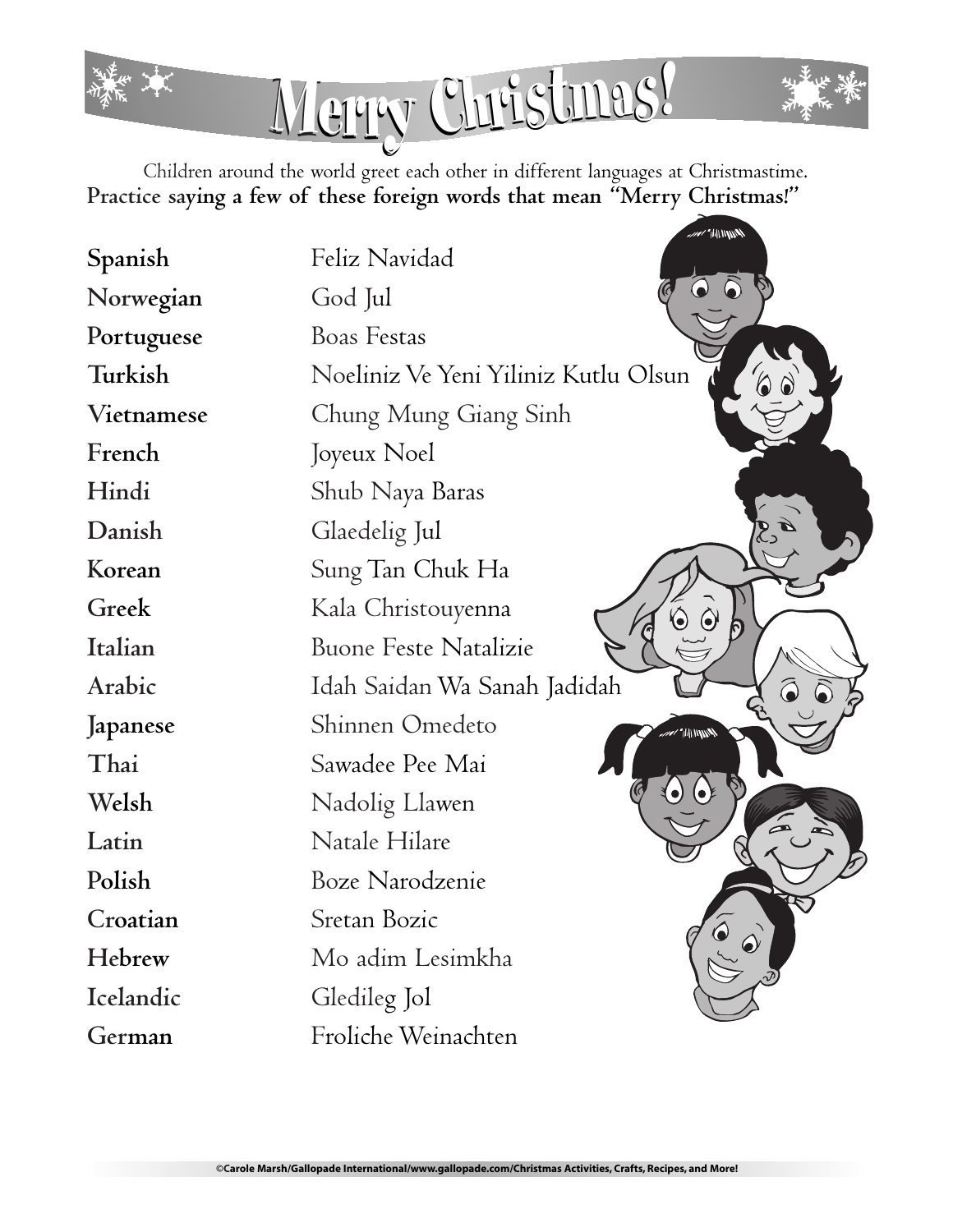# Merry Christmas!

Children around the world greet each other in different languages at Christmastime.
**Practice saying a few of these foreign words that mean "Merry Christmas!"**

| | |
|---|---|
| **Spanish** | Feliz Navidad |
| **Norwegian** | God Jul |
| **Portuguese** | Boas Festas |
| **Turkish** | Noeliniz Ve Yeni Yiliniz Kutlu Olsun |
| **Vietnamese** | Chung Mung Giang Sinh |
| **French** | Joyeux Noel |
| **Hindi** | Shub Naya Baras |
| **Danish** | Glaedelig Jul |
| **Korean** | Sung Tan Chuk Ha |
| **Greek** | Kala Christouyenna |
| **Italian** | Buone Feste Natalizie |
| **Arabic** | Idah Saidan Wa Sanah Jadidah |
| **Japanese** | Shinnen Omedeto |
| **Thai** | Sawadee Pee Mai |
| **Welsh** | Nadolig Llawen |
| **Latin** | Natale Hilare |
| **Polish** | Boze Narodzenie |
| **Croatian** | Sretan Bozic |
| **Hebrew** | Mo adim Lesimkha |
| **Icelandic** | Gledileg Jol |
| **German** | Froliche Weinachten |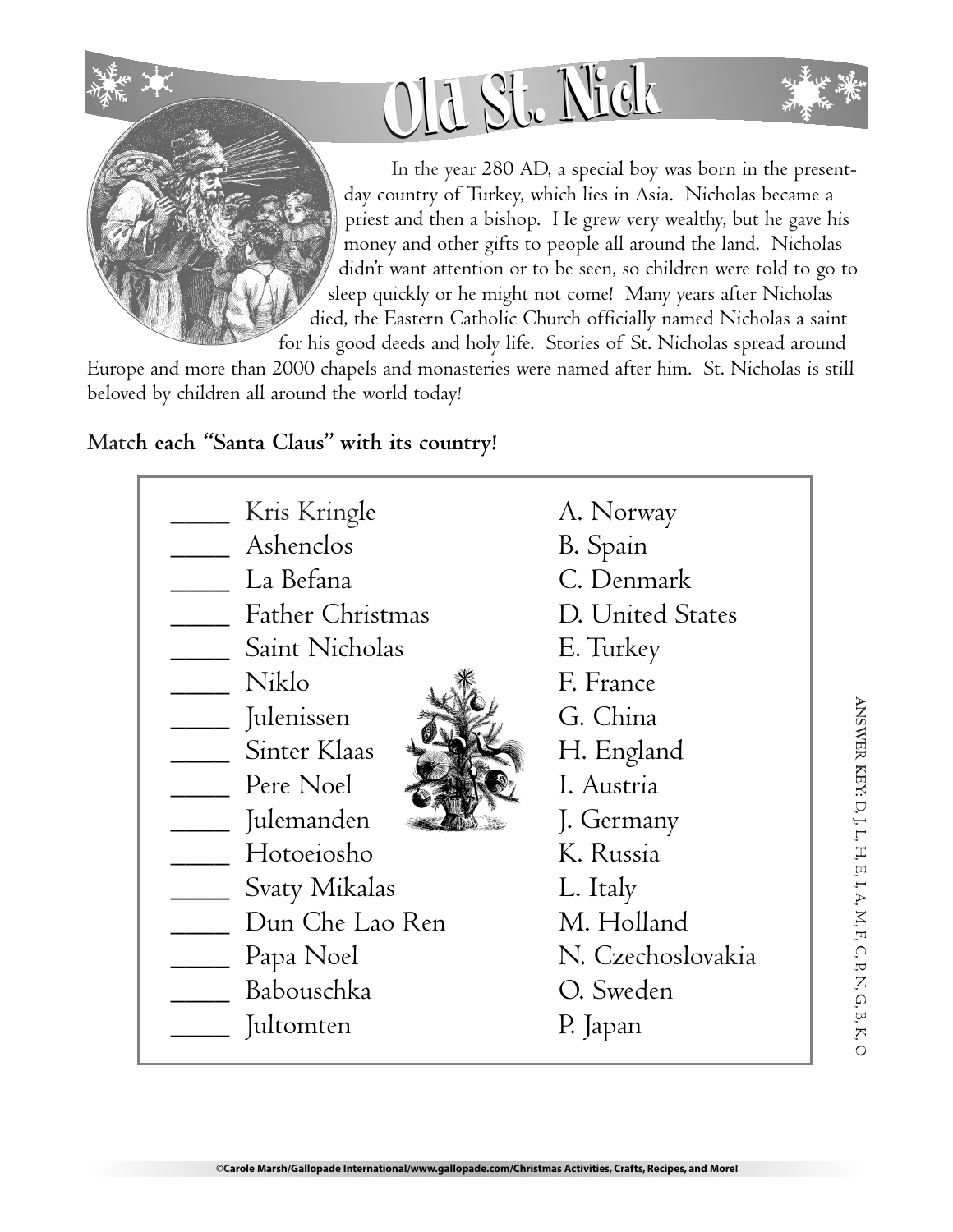# Old St. Nick

In the year 280 AD, a special boy was born in the present-day country of Turkey, which lies in Asia. Nicholas became a priest and then a bishop. He grew very wealthy, but he gave his money and other gifts to people all around the land. Nicholas didn't want attention or to be seen, so children were told to go to sleep quickly or he might not come! Many years after Nicholas died, the Eastern Catholic Church officially named Nicholas a saint for his good deeds and holy life. Stories of St. Nicholas spread around Europe and more than 2000 chapels and monasteries were named after him. St. Nicholas is still beloved by children all around the world today!

**Match each "Santa Claus" with its country!**

| | |
|---|---|
| ____ Kris Kringle | A. Norway |
| ____ Ashenclos | B. Spain |
| ____ La Befana | C. Denmark |
| ____ Father Christmas | D. United States |
| ____ Saint Nicholas | E. Turkey |
| ____ Niklo | F. France |
| ____ Julenissen | G. China |
| ____ Sinter Klaas | H. England |
| ____ Pere Noel | I. Austria |
| ____ Julemanden | J. Germany |
| ____ Hotoeiosho | K. Russia |
| ____ Svaty Mikalas | L. Italy |
| ____ Dun Che Lao Ren | M. Holland |
| ____ Papa Noel | N. Czechoslovakia |
| ____ Babouschka | O. Sweden |
| ____ Jultomten | P. Japan |

ANSWER KEY: D, J, L, H, E, I, A, M, F, C, P, N, G, B, K, O

©Carole Marsh/Gallopade International/www.gallopade.com/Christmas Activities, Crafts, Recipes, and More!